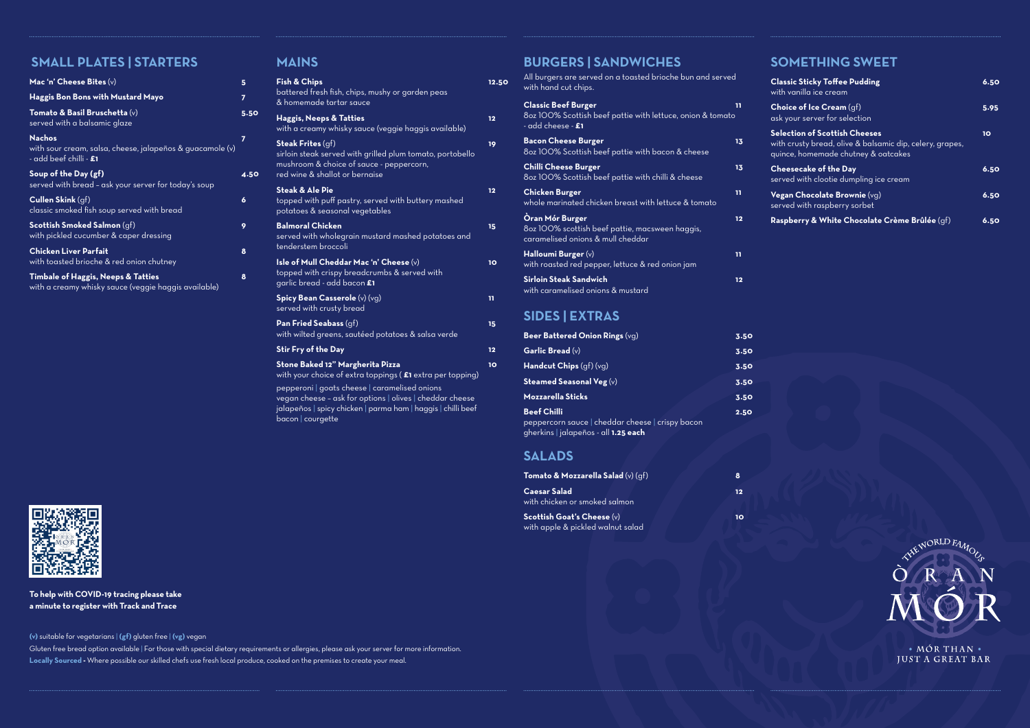## SMALL PLATES | STARTERS

**Mac 'n' Cheese Bites** (v) — 5

**Haggis Bon Bons with Mustard Mayo** — 7

**Tomato & Basil Bruschetta** (v) — 5.50
served with a balsamic glaze

**Nachos** — 7
with sour cream, salsa, cheese, jalapeños & guacamole (v)
- add beef chilli - **£1**

**Soup of the Day (gf)** — 4.50
served with bread – ask your server for today's soup

**Cullen Skink** (gf) — 6
classic smoked fish soup served with bread

**Scottish Smoked Salmon** (gf) — 9
with pickled cucumber & caper dressing

**Chicken Liver Parfait** — 8
with toasted brioche & red onion chutney

**Timbale of Haggis, Neeps & Tatties** — 8
with a creamy whisky sauce (veggie haggis available)

## MAINS

**Fish & Chips** — 12.50
battered fresh fish, chips, mushy or garden peas & homemade tartar sauce

**Haggis, Neeps & Tatties** — 12
with a creamy whisky sauce (veggie haggis available)

**Steak Frites** (gf) — 19
sirloin steak served with grilled plum tomato, portobello mushroom & choice of sauce - peppercorn, red wine & shallot or bernaise

**Steak & Ale Pie** — 12
topped with puff pastry, served with buttery mashed potatoes & seasonal vegetables

**Balmoral Chicken** — 15
served with wholegrain mustard mashed potatoes and tenderstem broccoli

**Isle of Mull Cheddar Mac 'n' Cheese** (v) — 10
topped with crispy breadcrumbs & served with garlic bread - add bacon **£1**

**Spicy Bean Casserole** (v) (vg) — 11
served with crusty bread

**Pan Fried Seabass** (gf) — 15
with wilted greens, sautéed potatoes & salsa verde

**Stir Fry of the Day** — 12

**Stone Baked 12" Margherita Pizza** — 10
with your choice of extra toppings ( **£1** extra per topping)
pepperoni | goats cheese | caramelised onions
vegan cheese – ask for options | olives | cheddar cheese
jalapeños | spicy chicken | parma ham | haggis | chilli beef
bacon | courgette

## BURGERS | SANDWICHES

All burgers are served on a toasted brioche bun and served with hand cut chips.

**Classic Beef Burger** — 11
8oz 100% Scottish beef pattie with lettuce, onion & tomato
- add cheese - **£1**

**Bacon Cheese Burger** — 13
8oz 100% Scottish beef pattie with bacon & cheese

**Chilli Cheese Burger** — 13
8oz 100% Scottish beef pattie with chilli & cheese

**Chicken Burger** — 11
whole marinated chicken breast with lettuce & tomato

**Òran Mór Burger** — 12
8oz 100% scottish beef pattie, macsween haggis, caramelised onions & mull cheddar

**Halloumi Burger** (v) — 11
with roasted red pepper, lettuce & red onion jam

**Sirloin Steak Sandwich** — 12
with caramelised onions & mustard

## SIDES | EXTRAS

**Beer Battered Onion Rings** (vg) — 3.50

**Garlic Bread** (v) — 3.50

**Handcut Chips** (gf) (vg) — 3.50

**Steamed Seasonal Veg** (v) — 3.50

**Mozzarella Sticks** — 3.50

**Beef Chilli** — 2.50
peppercorn sauce | cheddar cheese | crispy bacon
gherkins | jalapeños - all **1.25 each**

## SALADS

**Tomato & Mozzarella Salad** (v) (gf) — 8

**Caesar Salad** — 12
with chicken or smoked salmon

**Scottish Goat's Cheese** (v) — 10
with apple & pickled walnut salad

## SOMETHING SWEET

**Classic Sticky Toffee Pudding** — 6.50
with vanilla ice cream

**Choice of Ice Cream** (gf) — 5.95
ask your server for selection

**Selection of Scottish Cheeses** — 10
with crusty bread, olive & balsamic dip, celery, grapes, quince, homemade chutney & oatcakes

**Cheesecake of the Day** — 6.50
served with clootie dumpling ice cream

**Vegan Chocolate Brownie** (vg) — 6.50
served with raspberry sorbet

**Raspberry & White Chocolate Crème Brûlée** (gf) — 6.50

**To help with COVID-19 tracing please take a minute to register with Track and Trace**

**(v)** suitable for vegetarians | **(gf)** gluten free | **(vg)** vegan

Gluten free bread option available | For those with special dietary requirements or allergies, please ask your server for more information.

**Locally Sourced** - Where possible our skilled chefs use fresh local produce, cooked on the premises to create your meal.

THE WORLD FAMOUS ÒRAN MÓR

• MÓR THAN • JUST A GREAT BAR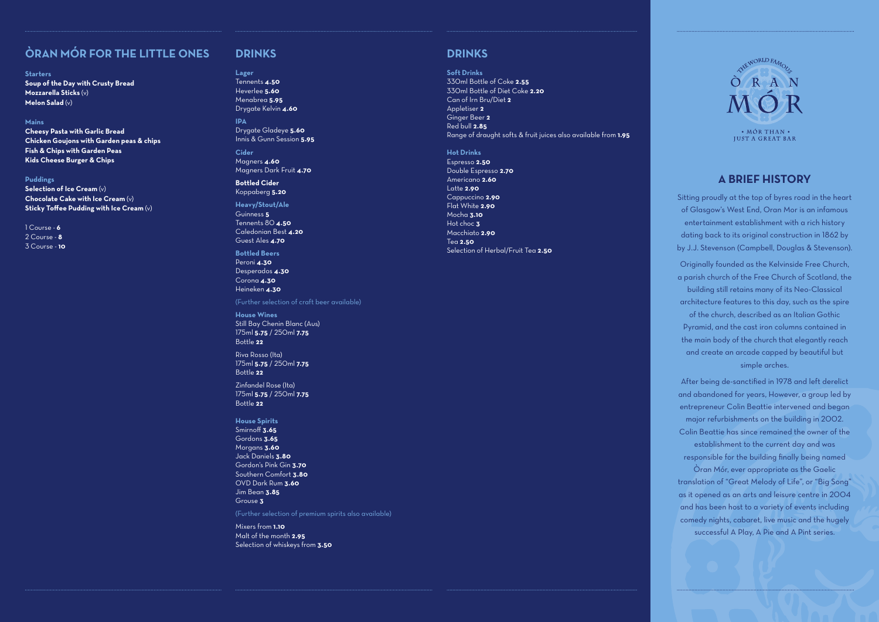## ÒRAN MÓR FOR THE LITTLE ONES

### Starters

**Soup of the Day with Crusty Bread**
**Mozzarella Sticks** (v)
**Melon Salad** (v)

### Mains

**Cheesy Pasta with Garlic Bread**
**Chicken Goujons with Garden peas & chips**
**Fish & Chips with Garden Peas**
**Kids Cheese Burger & Chips**

### Puddings

**Selection of Ice Cream** (v)
**Chocolate Cake with Ice Cream** (v)
**Sticky Toffee Pudding with Ice Cream** (v)

1 Course - **6**
2 Course - **8**
3 Course - **10**

## DRINKS

### Lager

Tennents **4.50**
Heverlee **5.60**
Menabrea **5.95**
Drygate Kelvin **4.60**

### IPA

Drygate Gladeye **5.60**
Innis & Gunn Session **5.95**

### Cider

Magners **4.60**
Magners Dark Fruit **4.70**

**Bottled Cider**
Koppaberg **5.20**

### Heavy/Stout/Ale

Guinness **5**
Tennents 80 **4.50**
Caledonian Best **4.20**
Guest Ales **4.70**

### Bottled Beers

Peroni **4.30**
Desperados **4.30**
Corona **4.30**
Heineken **4.30**

(Further selection of craft beer available)

### House Wines

Still Bay Chenin Blanc (Aus)
175ml **5.75** / 250ml **7.75**
Bottle **22**

Riva Rosso (Ita)
175ml **5.75** / 250ml **7.75**
Bottle **22**

Zinfandel Rose (Ita)
175ml **5.75** / 250ml **7.75**
Bottle **22**

### House Spirits

Smirnoff **3.65**
Gordons **3.65**
Morgans **3.60**
Jack Daniels **3.80**
Gordon's Pink Gin **3.70**
Southern Comfort **3.80**
OVD Dark Rum **3.60**
Jim Bean **3.85**
Grouse **3**

(Further selection of premium spirits also available)

Mixers from **1.10**
Malt of the month **2.95**
Selection of whiskeys from **3.50**

## DRINKS

### Soft Drinks

330ml Bottle of Coke **2.55**
330ml Bottle of Diet Coke **2.20**
Can of Irn Bru/Diet **2**
Appletiser **2**
Ginger Beer **2**
Red bull **2.85**
Range of draught softs & fruit juices also available from **1.95**

### Hot Drinks

Espresso **2.50**
Double Espresso **2.70**
Americano **2.60**
Latte **2.90**
Cappuccino **2.90**
Flat White **2.90**
Mocha **3.10**
Hot choc **3**
Macchiato **2.90**
Tea **2.50**
Selection of Herbal/Fruit Tea **2.50**

THE WORLD FAMOUS
ÒRAN MÓR
• MÓR THAN •
JUST A GREAT BAR

## A BRIEF HISTORY

Sitting proudly at the top of byres road in the heart of Glasgow's West End, Oran Mor is an infamous entertainment establishment with a rich history dating back to its original construction in 1862 by by J.J. Stevenson (Campbell, Douglas & Stevenson).

Originally founded as the Kelvinside Free Church, a parish church of the Free Church of Scotland, the building still retains many of its Neo-Classical architecture features to this day, such as the spire of the church, described as an Italian Gothic Pyramid, and the cast iron columns contained in the main body of the church that elegantly reach and create an arcade capped by beautiful but simple arches.

After being de-sanctified in 1978 and left derelict and abandoned for years, However, a group led by entrepreneur Colin Beattie intervened and began major refurbishments on the building in 2002. Colin Beattie has since remained the owner of the establishment to the current day and was responsible for the building finally being named Òran Mór, ever appropriate as the Gaelic translation of "Great Melody of Life", or "Big Song" as it opened as an arts and leisure centre in 2004 and has been host to a variety of events including comedy nights, cabaret, live music and the hugely successful A Play, A Pie and A Pint series.